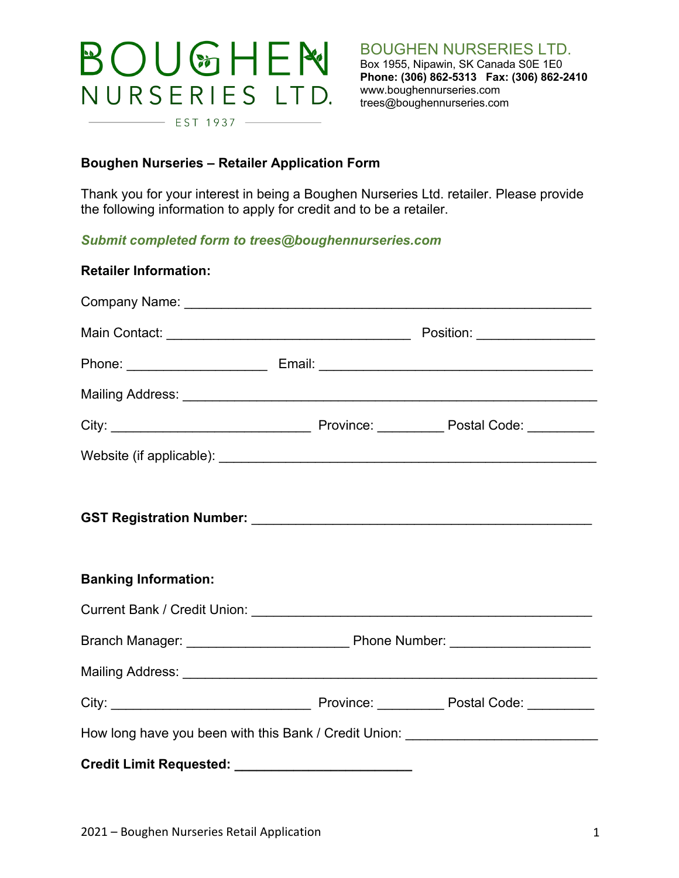BOUGHEN NURSERIES LTD.
EST 1937

BOUGHEN NURSERIES LTD.
Box 1955, Nipawin, SK Canada S0E 1E0
**Phone: (306) 862-5313 Fax: (306) 862-2410**
www.boughennurseries.com
trees@boughennurseries.com

**Boughen Nurseries – Retailer Application Form**

Thank you for your interest in being a Boughen Nurseries Ltd. retailer. Please provide the following information to apply for credit and to be a retailer.

***Submit completed form to trees@boughennurseries.com***

**Retailer Information:**

Company Name: ______________________________________________________

Main Contact: ________________________________ Position: _______________

Phone: __________________ Email: ___________________________________

Mailing Address: _____________________________________________________

City: __________________________ Province: _________ Postal Code: _________

Website (if applicable): _______________________________________________

**GST Registration Number:** ____________________________________________

**Banking Information:**

Current Bank / Credit Union: ____________________________________________

Branch Manager: _____________________ Phone Number: __________________

Mailing Address: _____________________________________________________

City: __________________________ Province: _________ Postal Code: _________

How long have you been with this Bank / Credit Union: ________________________

**Credit Limit Requested: _______________________**

2021 – Boughen Nurseries Retail Application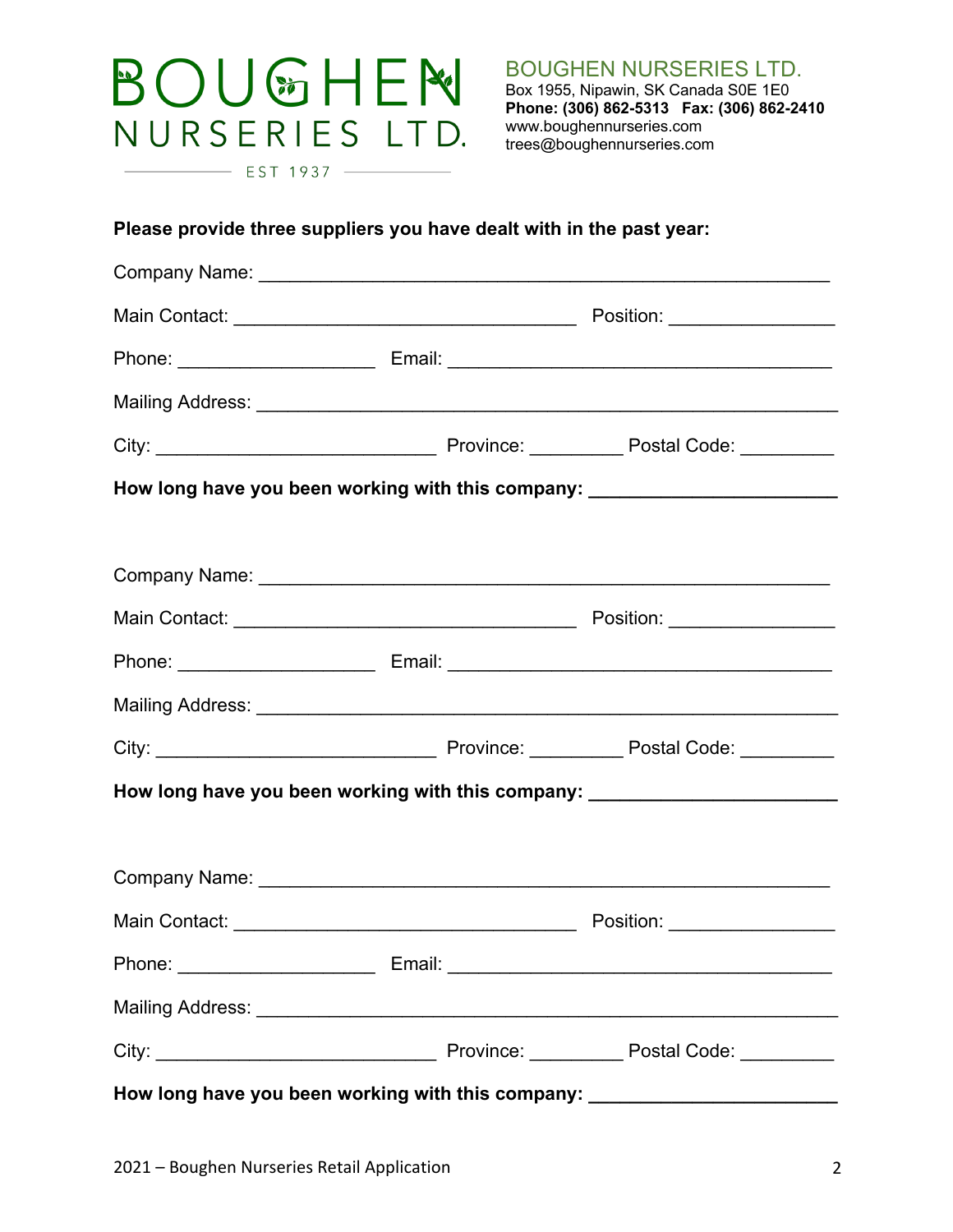BOUGHEN NURSERIES LTD.
EST 1937

BOUGHEN NURSERIES LTD.
Box 1955, Nipawin, SK Canada S0E 1E0
**Phone: (306) 862-5313 Fax: (306) 862-2410**
www.boughennurseries.com
trees@boughennurseries.com

**Please provide three suppliers you have dealt with in the past year:**

Company Name: ____________________________________________________

Main Contact: ________________________________ Position: _______________

Phone: __________________ Email: ____________________________________

Mailing Address: ____________________________________________________

City: __________________________ Province: _________ Postal Code: _________

**How long have you been working with this company: _______________________**

Company Name: ____________________________________________________

Main Contact: ________________________________ Position: _______________

Phone: __________________ Email: ____________________________________

Mailing Address: ____________________________________________________

City: __________________________ Province: _________ Postal Code: _________

**How long have you been working with this company: _______________________**

Company Name: ____________________________________________________

Main Contact: ________________________________ Position: _______________

Phone: __________________ Email: ____________________________________

Mailing Address: ____________________________________________________

City: __________________________ Province: _________ Postal Code: _________

**How long have you been working with this company: _______________________**